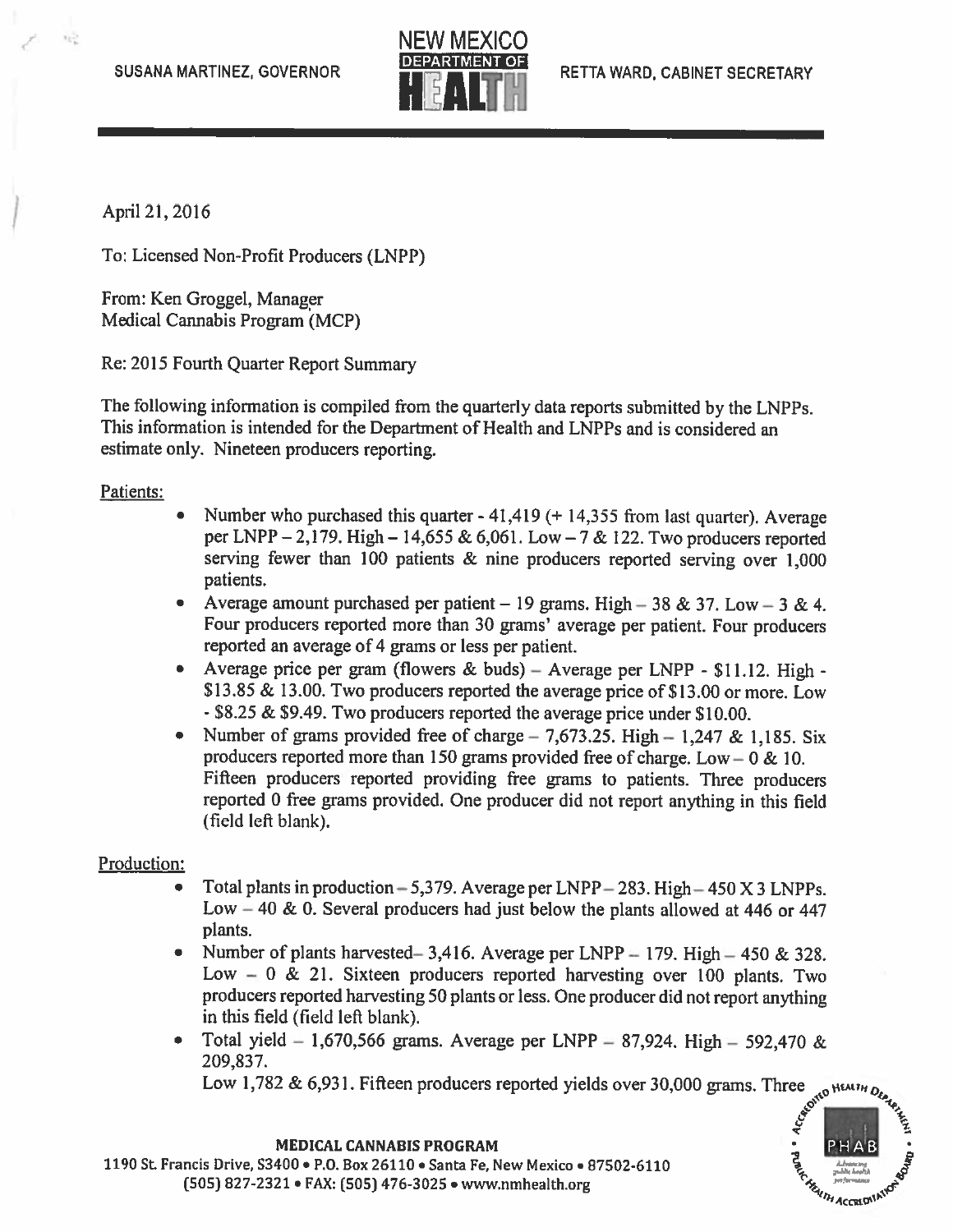SUSANA MARTINEZ, GOVERNOR

NEW MEXICO DEPARTMENT OF HEALTH

RETTA WARD, CABINET SECRETARY

April 21, 2016

To: Licensed Non-Profit Producers (LNPP)

From: Ken Groggel, Manager
Medical Cannabis Program (MCP)

Re: 2015 Fourth Quarter Report Summary

The following information is compiled from the quarterly data reports submitted by the LNPPs. This information is intended for the Department of Health and LNPPs and is considered an estimate only. Nineteen producers reporting.

Patients:

- Number who purchased this quarter - 41,419 (+ 14,355 from last quarter). Average per LNPP – 2,179. High – 14,655 & 6,061. Low – 7 & 122. Two producers reported serving fewer than 100 patients & nine producers reported serving over 1,000 patients.
- Average amount purchased per patient – 19 grams. High – 38 & 37. Low – 3 & 4. Four producers reported more than 30 grams' average per patient. Four producers reported an average of 4 grams or less per patient.
- Average price per gram (flowers & buds) – Average per LNPP - $11.12. High - $13.85 & 13.00. Two producers reported the average price of $13.00 or more. Low - $8.25 & $9.49. Two producers reported the average price under $10.00.
- Number of grams provided free of charge – 7,673.25. High – 1,247 & 1,185. Six producers reported more than 150 grams provided free of charge. Low – 0 & 10. Fifteen producers reported providing free grams to patients. Three producers reported 0 free grams provided. One producer did not report anything in this field (field left blank).

Production:

- Total plants in production – 5,379. Average per LNPP – 283. High – 450 X 3 LNPPs. Low – 40 & 0. Several producers had just below the plants allowed at 446 or 447 plants.
- Number of plants harvested– 3,416. Average per LNPP – 179. High – 450 & 328. Low – 0 & 21. Sixteen producers reported harvesting over 100 plants. Two producers reported harvesting 50 plants or less. One producer did not report anything in this field (field left blank).
- Total yield – 1,670,566 grams. Average per LNPP – 87,924. High – 592,470 & 209,837.
  Low 1,782 & 6,931. Fifteen producers reported yields over 30,000 grams. Three

MEDICAL CANNABIS PROGRAM
1190 St. Francis Drive, S3400 • P.O. Box 26110 • Santa Fe, New Mexico • 87502-6110
(505) 827-2321 • FAX: (505) 476-3025 • www.nmhealth.org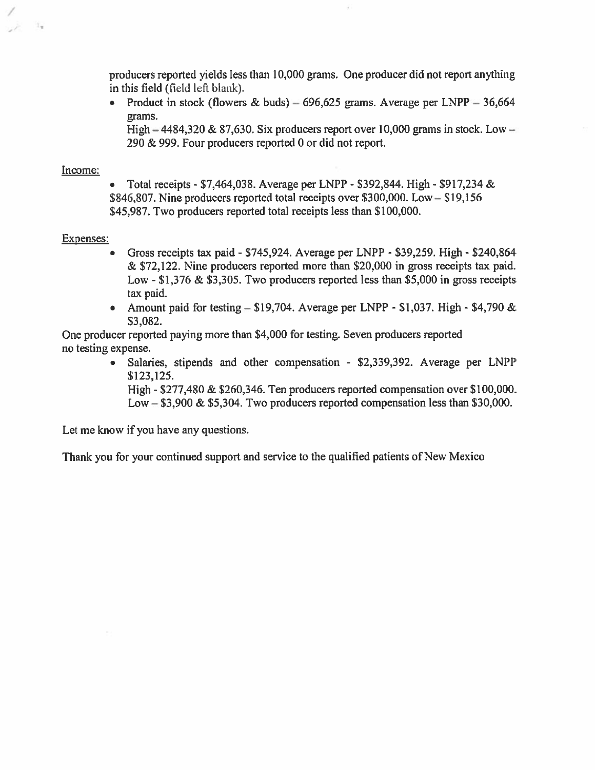producers reported yields less than 10,000 grams. One producer did not report anything in this field (field left blank).

- Product in stock (flowers & buds) – 696,625 grams. Average per LNPP – 36,664 grams.
  High – 4484,320 & 87,630. Six producers report over 10,000 grams in stock. Low – 290 & 999. Four producers reported 0 or did not report.

Income:

- Total receipts - $7,464,038. Average per LNPP - $392,844. High - $917,234 & $846,807. Nine producers reported total receipts over $300,000. Low – $19,156 $45,987. Two producers reported total receipts less than $100,000.

Expenses:

- Gross receipts tax paid - $745,924. Average per LNPP - $39,259. High - $240,864 & $72,122. Nine producers reported more than $20,000 in gross receipts tax paid. Low - $1,376 & $3,305. Two producers reported less than $5,000 in gross receipts tax paid.
- Amount paid for testing – $19,704. Average per LNPP - $1,037. High - $4,790 & $3,082.

One producer reported paying more than $4,000 for testing. Seven producers reported no testing expense.

- Salaries, stipends and other compensation - $2,339,392. Average per LNPP $123,125.
  High - $277,480 & $260,346. Ten producers reported compensation over $100,000. Low – $3,900 & $5,304. Two producers reported compensation less than $30,000.

Let me know if you have any questions.

Thank you for your continued support and service to the qualified patients of New Mexico